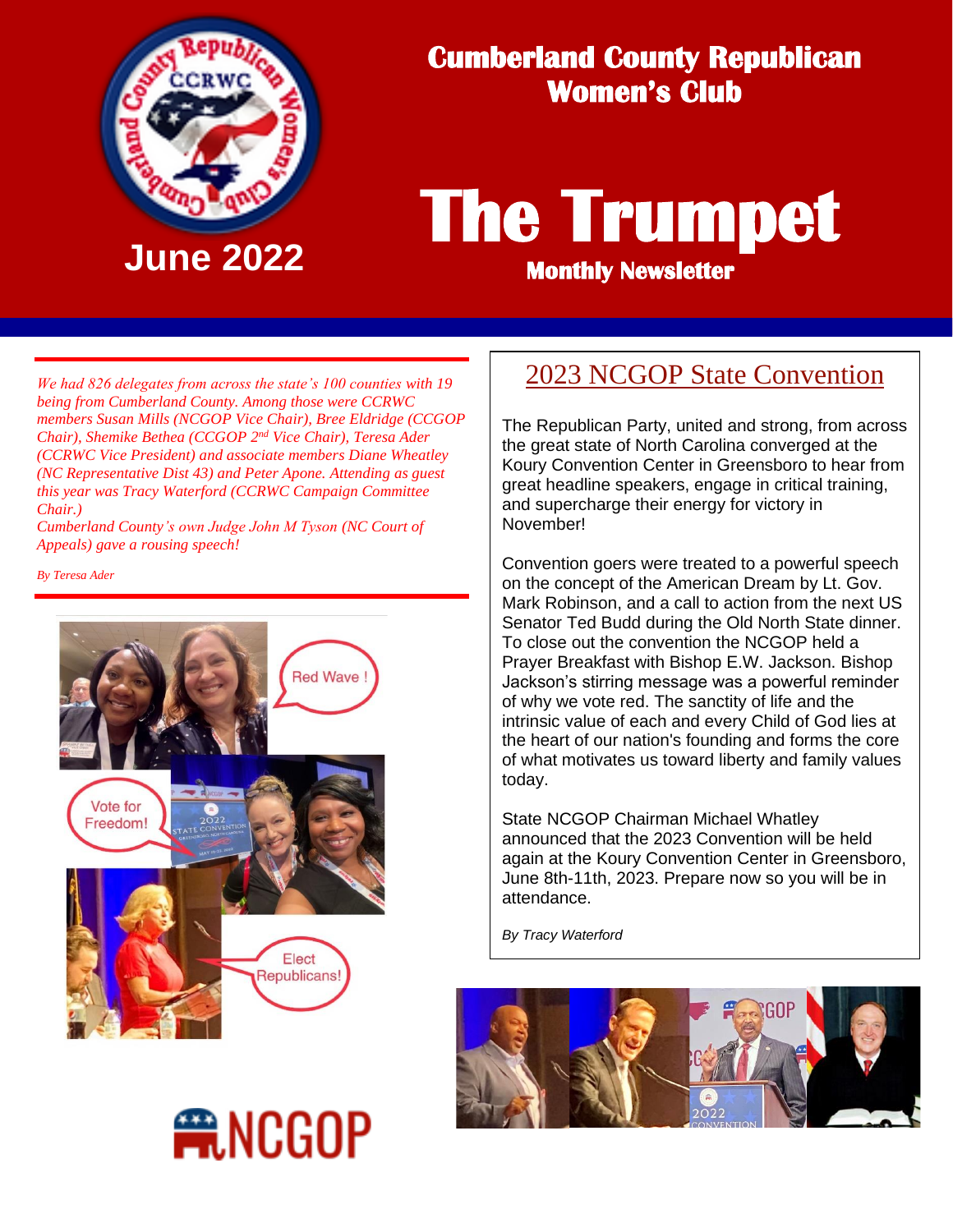# Cumberland County Republican Women's Club

# The Trumpet

**Monthly Newsletter**

**June 2022**

*We had 826 delegates from across the state's 100 counties with 19 being from Cumberland County. Among those were CCRWC members Susan Mills (NCGOP Vice Chair), Bree Eldridge (CCGOP Chair), Shemike Bethea (CCGOP 2nd Vice Chair), Teresa Ader (CCRWC Vice President) and associate members Diane Wheatley (NC Representative Dist 43) and Peter Apone. Attending as guest this year was Tracy Waterford (CCRWC Campaign Committee Chair.)*

*Cumberland County's own Judge John M Tyson (NC Court of Appeals) gave a rousing speech!*

*By Teresa Ader*

## 2023 NCGOP State Convention

The Republican Party, united and strong, from across the great state of North Carolina converged at the Koury Convention Center in Greensboro to hear from great headline speakers, engage in critical training, and supercharge their energy for victory in November!

Convention goers were treated to a powerful speech on the concept of the American Dream by Lt. Gov. Mark Robinson, and a call to action from the next US Senator Ted Budd during the Old North State dinner. To close out the convention the NCGOP held a Prayer Breakfast with Bishop E.W. Jackson. Bishop Jackson's stirring message was a powerful reminder of why we vote red. The sanctity of life and the intrinsic value of each and every Child of God lies at the heart of our nation's founding and forms the core of what motivates us toward liberty and family values today.

State NCGOP Chairman Michael Whatley announced that the 2023 Convention will be held again at the Koury Convention Center in Greensboro, June 8th-11th, 2023. Prepare now so you will be in attendance.

*By Tracy Waterford*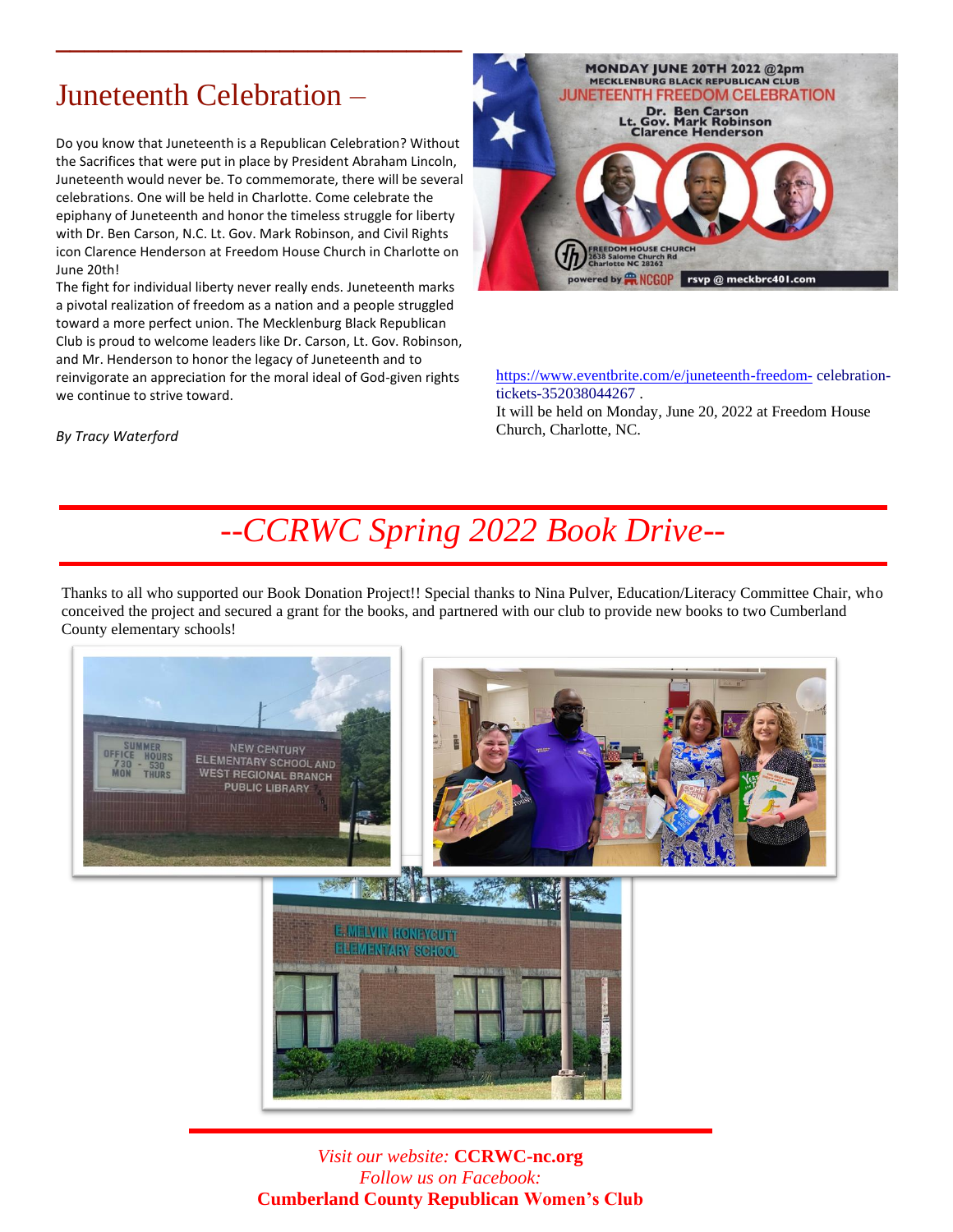# Juneteenth Celebration –

Do you know that Juneteenth is a Republican Celebration? Without the Sacrifices that were put in place by President Abraham Lincoln, Juneteenth would never be. To commemorate, there will be several celebrations. One will be held in Charlotte. Come celebrate the epiphany of Juneteenth and honor the timeless struggle for liberty with Dr. Ben Carson, N.C. Lt. Gov. Mark Robinson, and Civil Rights icon Clarence Henderson at Freedom House Church in Charlotte on June 20th!

The fight for individual liberty never really ends. Juneteenth marks a pivotal realization of freedom as a nation and a people struggled toward a more perfect union. The Mecklenburg Black Republican Club is proud to welcome leaders like Dr. Carson, Lt. Gov. Robinson, and Mr. Henderson to honor the legacy of Juneteenth and to reinvigorate an appreciation for the moral ideal of God-given rights we continue to strive toward.

*By Tracy Waterford*

https://www.eventbrite.com/e/juneteenth-freedom- celebration-tickets-352038044267 .

It will be held on Monday, June 20, 2022 at Freedom House Church, Charlotte, NC.

# *--CCRWC Spring 2022 Book Drive--*

Thanks to all who supported our Book Donation Project!! Special thanks to Nina Pulver, Education/Literacy Committee Chair, who conceived the project and secured a grant for the books, and partnered with our club to provide new books to two Cumberland County elementary schools!

*Visit our website:* **CCRWC-nc.org**

*Follow us on Facebook:*

**Cumberland County Republican Women's Club**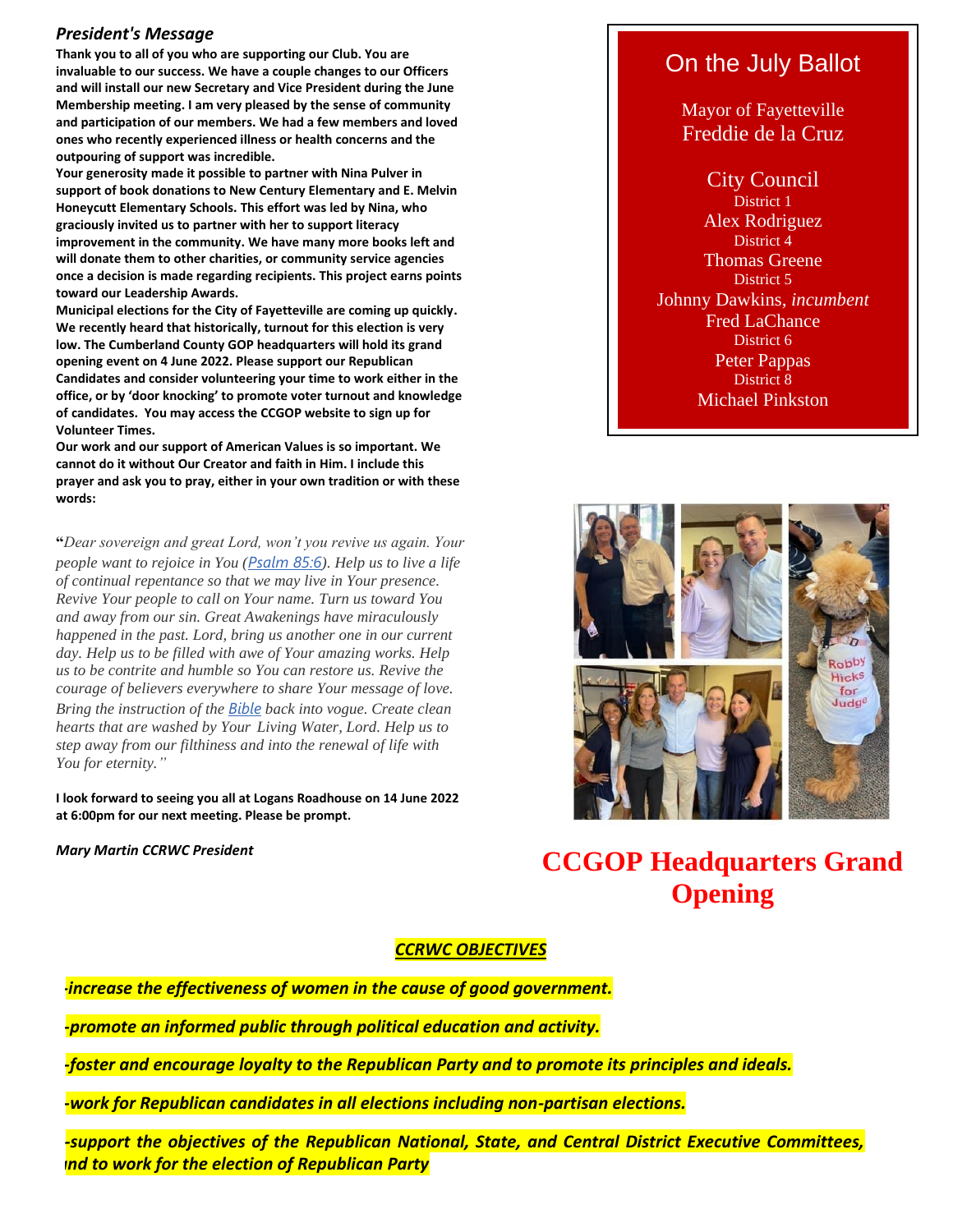### *President's Message*

**Thank you to all of you who are supporting our Club. You are invaluable to our success. We have a couple changes to our Officers and will install our new Secretary and Vice President during the June Membership meeting. I am very pleased by the sense of community and participation of our members. We had a few members and loved ones who recently experienced illness or health concerns and the outpouring of support was incredible.**

**Your generosity made it possible to partner with Nina Pulver in support of book donations to New Century Elementary and E. Melvin Honeycutt Elementary Schools. This effort was led by Nina, who graciously invited us to partner with her to support literacy improvement in the community. We have many more books left and will donate them to other charities, or community service agencies once a decision is made regarding recipients. This project earns points toward our Leadership Awards.**

**Municipal elections for the City of Fayetteville are coming up quickly. We recently heard that historically, turnout for this election is very low. The Cumberland County GOP headquarters will hold its grand opening event on 4 June 2022. Please support our Republican Candidates and consider volunteering your time to work either in the office, or by 'door knocking' to promote voter turnout and knowledge of candidates. You may access the CCGOP website to sign up for Volunteer Times.**

**Our work and our support of American Values is so important. We cannot do it without Our Creator and faith in Him. I include this prayer and ask you to pray, either in your own tradition or with these words:**

**"***Dear sovereign and great Lord, won't you revive us again. Your people want to rejoice in You (Psalm 85:6). Help us to live a life of continual repentance so that we may live in Your presence. Revive Your people to call on Your name. Turn us toward You and away from our sin. Great Awakenings have miraculously happened in the past. Lord, bring us another one in our current day. Help us to be filled with awe of Your amazing works. Help us to be contrite and humble so You can restore us. Revive the courage of believers everywhere to share Your message of love. Bring the instruction of the Bible back into vogue. Create clean hearts that are washed by Your Living Water, Lord. Help us to step away from our filthiness and into the renewal of life with You for eternity."*

**I look forward to seeing you all at Logans Roadhouse on 14 June 2022 at 6:00pm for our next meeting. Please be prompt.**

***Mary Martin CCRWC President***

## On the July Ballot

Mayor of Fayetteville
Freddie de la Cruz

City Council
District 1
Alex Rodriguez
District 4
Thomas Greene
District 5
Johnny Dawkins, *incumbent*
Fred LaChance
District 6
Peter Pappas
District 8
Michael Pinkston

## CCGOP Headquarters Grand Opening

### ***CCRWC OBJECTIVES***

***-increase the effectiveness of women in the cause of good government.***

***-promote an informed public through political education and activity.***

***-foster and encourage loyalty to the Republican Party and to promote its principles and ideals.***

***-work for Republican candidates in all elections including non-partisan elections.***

***-support the objectives of the Republican National, State, and Central District Executive Committees, and to work for the election of Republican Party***